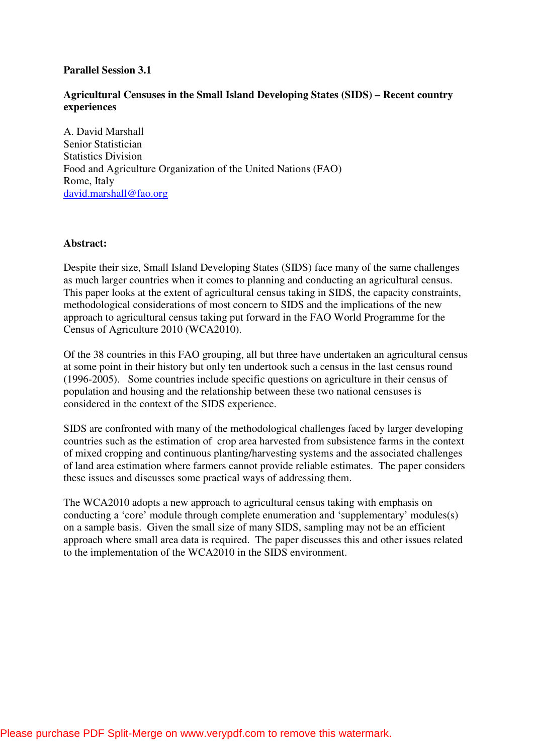**Parallel Session 3.1**

# Agricultural Censuses in the Small Island Developing States (SIDS) – Recent country experiences

A. David Marshall
Senior Statistician
Statistics Division
Food and Agriculture Organization of the United Nations (FAO)
Rome, Italy
david.marshall@fao.org

**Abstract:**

Despite their size, Small Island Developing States (SIDS) face many of the same challenges as much larger countries when it comes to planning and conducting an agricultural census. This paper looks at the extent of agricultural census taking in SIDS, the capacity constraints, methodological considerations of most concern to SIDS and the implications of the new approach to agricultural census taking put forward in the FAO World Programme for the Census of Agriculture 2010 (WCA2010).

Of the 38 countries in this FAO grouping, all but three have undertaken an agricultural census at some point in their history but only ten undertook such a census in the last census round (1996-2005). Some countries include specific questions on agriculture in their census of population and housing and the relationship between these two national censuses is considered in the context of the SIDS experience.

SIDS are confronted with many of the methodological challenges faced by larger developing countries such as the estimation of crop area harvested from subsistence farms in the context of mixed cropping and continuous planting/harvesting systems and the associated challenges of land area estimation where farmers cannot provide reliable estimates. The paper considers these issues and discusses some practical ways of addressing them.

The WCA2010 adopts a new approach to agricultural census taking with emphasis on conducting a 'core' module through complete enumeration and 'supplementary' modules(s) on a sample basis. Given the small size of many SIDS, sampling may not be an efficient approach where small area data is required. The paper discusses this and other issues related to the implementation of the WCA2010 in the SIDS environment.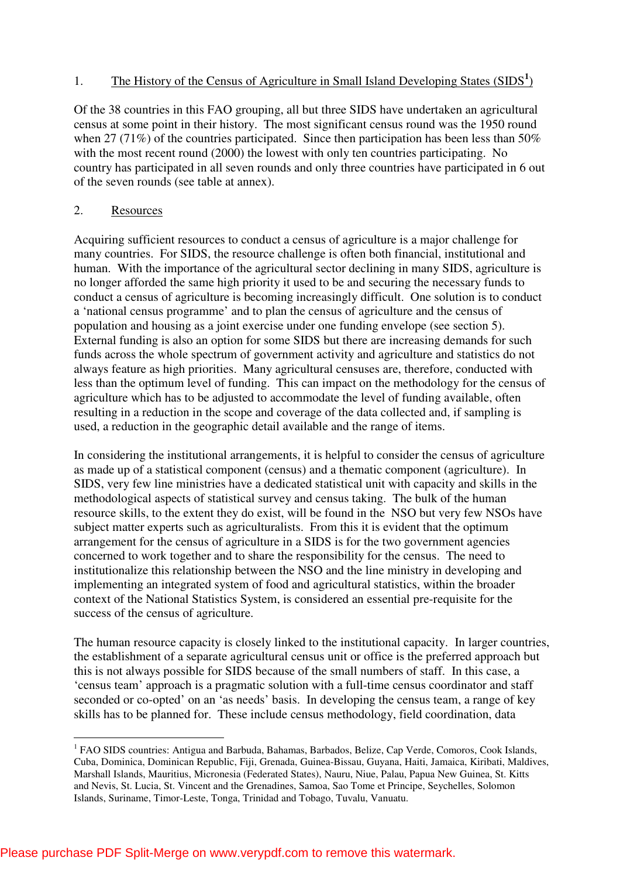1. The History of the Census of Agriculture in Small Island Developing States (SIDS[1])

Of the 38 countries in this FAO grouping, all but three SIDS have undertaken an agricultural census at some point in their history. The most significant census round was the 1950 round when 27 (71%) of the countries participated. Since then participation has been less than 50% with the most recent round (2000) the lowest with only ten countries participating. No country has participated in all seven rounds and only three countries have participated in 6 out of the seven rounds (see table at annex).

2. Resources

Acquiring sufficient resources to conduct a census of agriculture is a major challenge for many countries. For SIDS, the resource challenge is often both financial, institutional and human. With the importance of the agricultural sector declining in many SIDS, agriculture is no longer afforded the same high priority it used to be and securing the necessary funds to conduct a census of agriculture is becoming increasingly difficult. One solution is to conduct a 'national census programme' and to plan the census of agriculture and the census of population and housing as a joint exercise under one funding envelope (see section 5). External funding is also an option for some SIDS but there are increasing demands for such funds across the whole spectrum of government activity and agriculture and statistics do not always feature as high priorities. Many agricultural censuses are, therefore, conducted with less than the optimum level of funding. This can impact on the methodology for the census of agriculture which has to be adjusted to accommodate the level of funding available, often resulting in a reduction in the scope and coverage of the data collected and, if sampling is used, a reduction in the geographic detail available and the range of items.

In considering the institutional arrangements, it is helpful to consider the census of agriculture as made up of a statistical component (census) and a thematic component (agriculture). In SIDS, very few line ministries have a dedicated statistical unit with capacity and skills in the methodological aspects of statistical survey and census taking. The bulk of the human resource skills, to the extent they do exist, will be found in the NSO but very few NSOs have subject matter experts such as agriculturalists. From this it is evident that the optimum arrangement for the census of agriculture in a SIDS is for the two government agencies concerned to work together and to share the responsibility for the census. The need to institutionalize this relationship between the NSO and the line ministry in developing and implementing an integrated system of food and agricultural statistics, within the broader context of the National Statistics System, is considered an essential pre-requisite for the success of the census of agriculture.

The human resource capacity is closely linked to the institutional capacity. In larger countries, the establishment of a separate agricultural census unit or office is the preferred approach but this is not always possible for SIDS because of the small numbers of staff. In this case, a 'census team' approach is a pragmatic solution with a full-time census coordinator and staff seconded or co-opted' on an 'as needs' basis. In developing the census team, a range of key skills has to be planned for. These include census methodology, field coordination, data

[1] FAO SIDS countries: Antigua and Barbuda, Bahamas, Barbados, Belize, Cap Verde, Comoros, Cook Islands, Cuba, Dominica, Dominican Republic, Fiji, Grenada, Guinea-Bissau, Guyana, Haiti, Jamaica, Kiribati, Maldives, Marshall Islands, Mauritius, Micronesia (Federated States), Nauru, Niue, Palau, Papua New Guinea, St. Kitts and Nevis, St. Lucia, St. Vincent and the Grenadines, Samoa, Sao Tome et Principe, Seychelles, Solomon Islands, Suriname, Timor-Leste, Tonga, Trinidad and Tobago, Tuvalu, Vanuatu.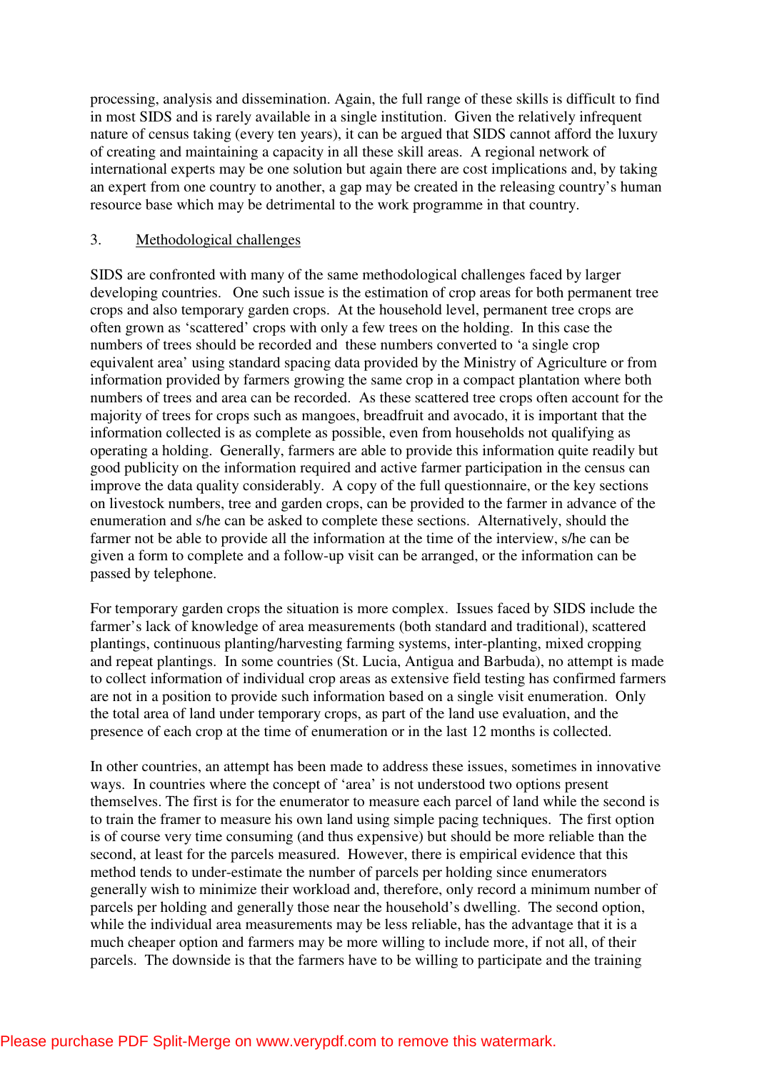processing, analysis and dissemination. Again, the full range of these skills is difficult to find in most SIDS and is rarely available in a single institution. Given the relatively infrequent nature of census taking (every ten years), it can be argued that SIDS cannot afford the luxury of creating and maintaining a capacity in all these skill areas. A regional network of international experts may be one solution but again there are cost implications and, by taking an expert from one country to another, a gap may be created in the releasing country's human resource base which may be detrimental to the work programme in that country.

## 3. Methodological challenges

SIDS are confronted with many of the same methodological challenges faced by larger developing countries. One such issue is the estimation of crop areas for both permanent tree crops and also temporary garden crops. At the household level, permanent tree crops are often grown as 'scattered' crops with only a few trees on the holding. In this case the numbers of trees should be recorded and these numbers converted to 'a single crop equivalent area' using standard spacing data provided by the Ministry of Agriculture or from information provided by farmers growing the same crop in a compact plantation where both numbers of trees and area can be recorded. As these scattered tree crops often account for the majority of trees for crops such as mangoes, breadfruit and avocado, it is important that the information collected is as complete as possible, even from households not qualifying as operating a holding. Generally, farmers are able to provide this information quite readily but good publicity on the information required and active farmer participation in the census can improve the data quality considerably. A copy of the full questionnaire, or the key sections on livestock numbers, tree and garden crops, can be provided to the farmer in advance of the enumeration and s/he can be asked to complete these sections. Alternatively, should the farmer not be able to provide all the information at the time of the interview, s/he can be given a form to complete and a follow-up visit can be arranged, or the information can be passed by telephone.

For temporary garden crops the situation is more complex. Issues faced by SIDS include the farmer's lack of knowledge of area measurements (both standard and traditional), scattered plantings, continuous planting/harvesting farming systems, inter-planting, mixed cropping and repeat plantings. In some countries (St. Lucia, Antigua and Barbuda), no attempt is made to collect information of individual crop areas as extensive field testing has confirmed farmers are not in a position to provide such information based on a single visit enumeration. Only the total area of land under temporary crops, as part of the land use evaluation, and the presence of each crop at the time of enumeration or in the last 12 months is collected.

In other countries, an attempt has been made to address these issues, sometimes in innovative ways. In countries where the concept of 'area' is not understood two options present themselves. The first is for the enumerator to measure each parcel of land while the second is to train the framer to measure his own land using simple pacing techniques. The first option is of course very time consuming (and thus expensive) but should be more reliable than the second, at least for the parcels measured. However, there is empirical evidence that this method tends to under-estimate the number of parcels per holding since enumerators generally wish to minimize their workload and, therefore, only record a minimum number of parcels per holding and generally those near the household's dwelling. The second option, while the individual area measurements may be less reliable, has the advantage that it is a much cheaper option and farmers may be more willing to include more, if not all, of their parcels. The downside is that the farmers have to be willing to participate and the training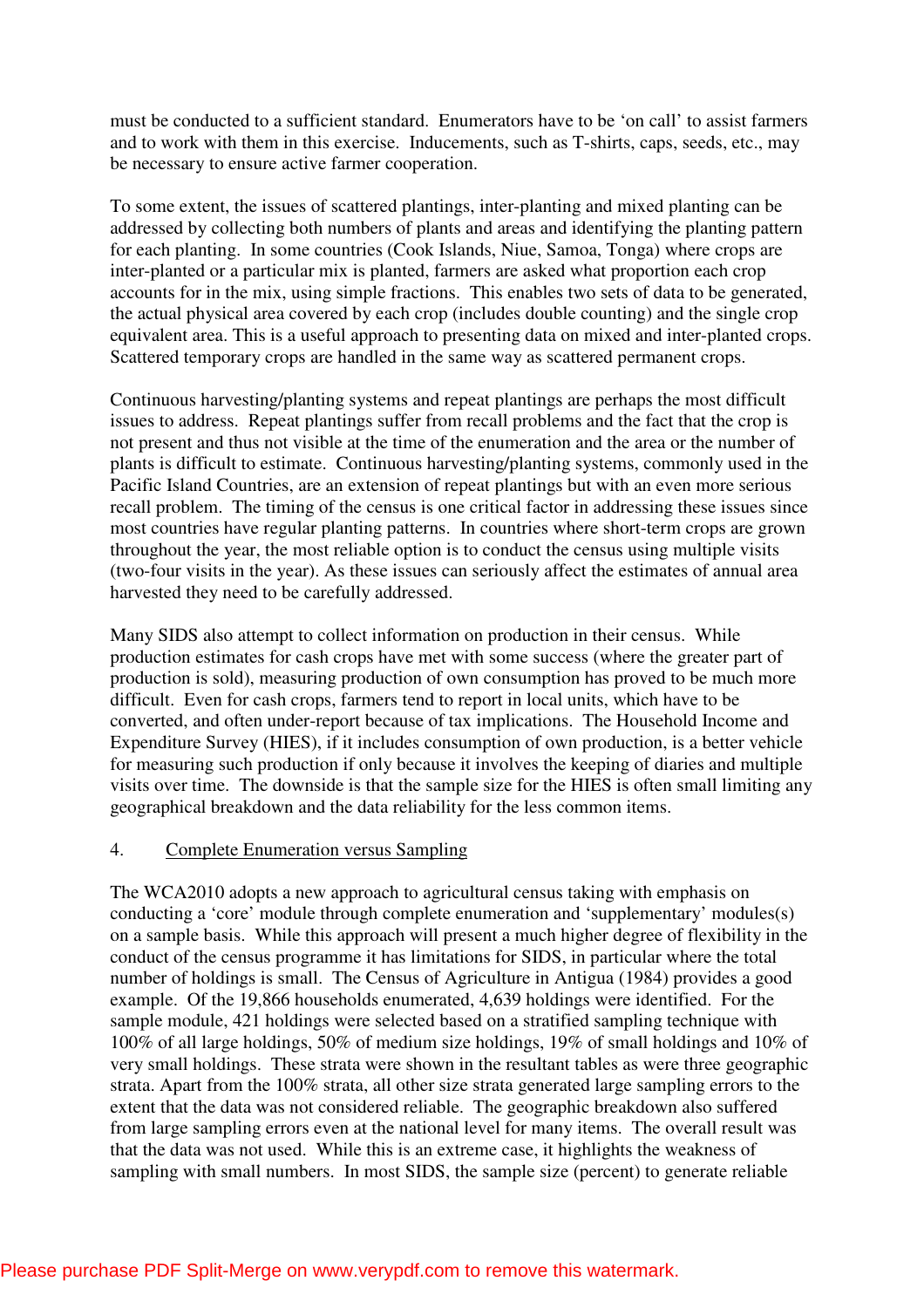must be conducted to a sufficient standard. Enumerators have to be 'on call' to assist farmers and to work with them in this exercise. Inducements, such as T-shirts, caps, seeds, etc., may be necessary to ensure active farmer cooperation.

To some extent, the issues of scattered plantings, inter-planting and mixed planting can be addressed by collecting both numbers of plants and areas and identifying the planting pattern for each planting. In some countries (Cook Islands, Niue, Samoa, Tonga) where crops are inter-planted or a particular mix is planted, farmers are asked what proportion each crop accounts for in the mix, using simple fractions. This enables two sets of data to be generated, the actual physical area covered by each crop (includes double counting) and the single crop equivalent area. This is a useful approach to presenting data on mixed and inter-planted crops. Scattered temporary crops are handled in the same way as scattered permanent crops.

Continuous harvesting/planting systems and repeat plantings are perhaps the most difficult issues to address. Repeat plantings suffer from recall problems and the fact that the crop is not present and thus not visible at the time of the enumeration and the area or the number of plants is difficult to estimate. Continuous harvesting/planting systems, commonly used in the Pacific Island Countries, are an extension of repeat plantings but with an even more serious recall problem. The timing of the census is one critical factor in addressing these issues since most countries have regular planting patterns. In countries where short-term crops are grown throughout the year, the most reliable option is to conduct the census using multiple visits (two-four visits in the year). As these issues can seriously affect the estimates of annual area harvested they need to be carefully addressed.

Many SIDS also attempt to collect information on production in their census. While production estimates for cash crops have met with some success (where the greater part of production is sold), measuring production of own consumption has proved to be much more difficult. Even for cash crops, farmers tend to report in local units, which have to be converted, and often under-report because of tax implications. The Household Income and Expenditure Survey (HIES), if it includes consumption of own production, is a better vehicle for measuring such production if only because it involves the keeping of diaries and multiple visits over time. The downside is that the sample size for the HIES is often small limiting any geographical breakdown and the data reliability for the less common items.

4. Complete Enumeration versus Sampling

The WCA2010 adopts a new approach to agricultural census taking with emphasis on conducting a 'core' module through complete enumeration and 'supplementary' modules(s) on a sample basis. While this approach will present a much higher degree of flexibility in the conduct of the census programme it has limitations for SIDS, in particular where the total number of holdings is small. The Census of Agriculture in Antigua (1984) provides a good example. Of the 19,866 households enumerated, 4,639 holdings were identified. For the sample module, 421 holdings were selected based on a stratified sampling technique with 100% of all large holdings, 50% of medium size holdings, 19% of small holdings and 10% of very small holdings. These strata were shown in the resultant tables as were three geographic strata. Apart from the 100% strata, all other size strata generated large sampling errors to the extent that the data was not considered reliable. The geographic breakdown also suffered from large sampling errors even at the national level for many items. The overall result was that the data was not used. While this is an extreme case, it highlights the weakness of sampling with small numbers. In most SIDS, the sample size (percent) to generate reliable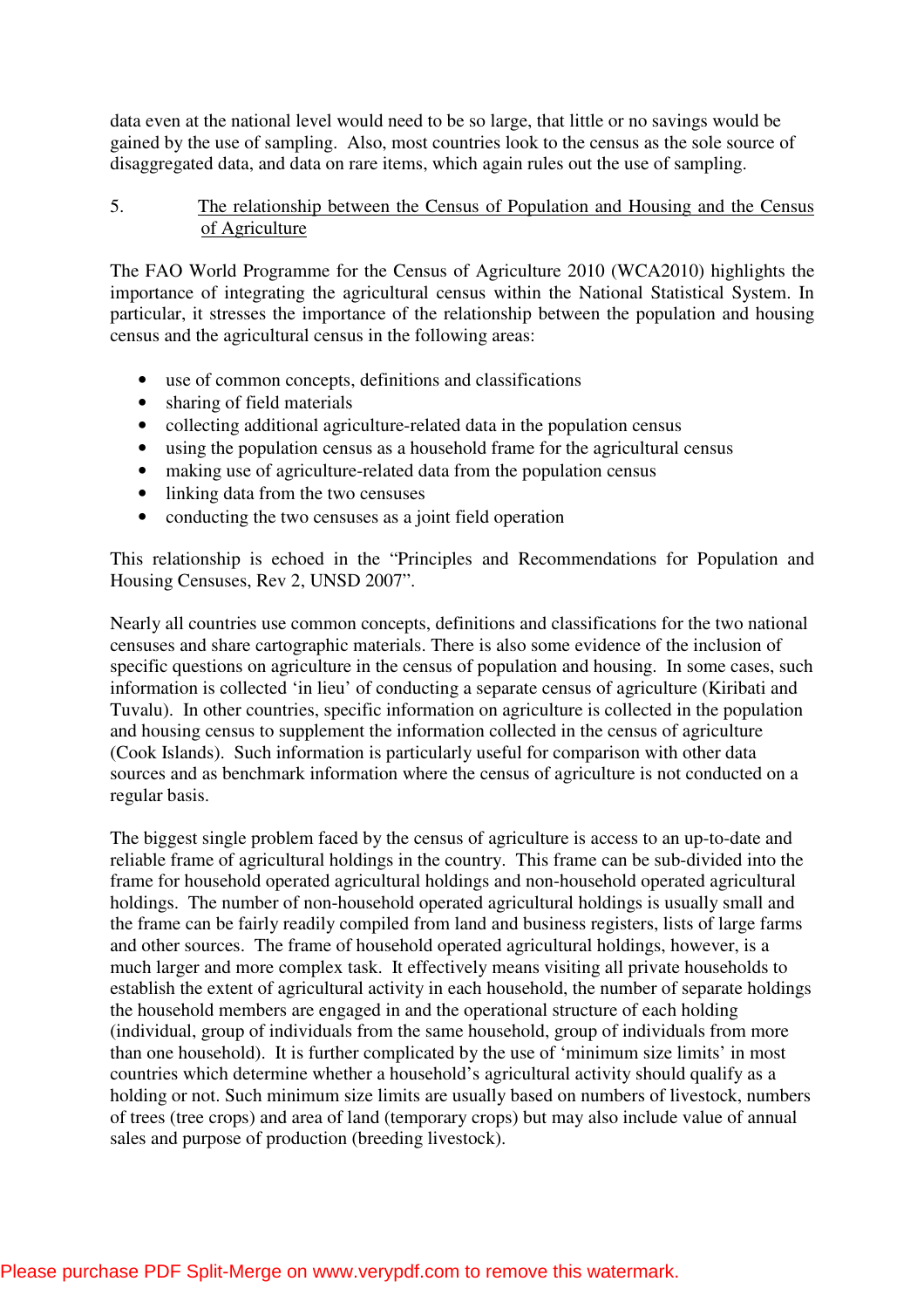data even at the national level would need to be so large, that little or no savings would be gained by the use of sampling. Also, most countries look to the census as the sole source of disaggregated data, and data on rare items, which again rules out the use of sampling.

## 5. The relationship between the Census of Population and Housing and the Census of Agriculture

The FAO World Programme for the Census of Agriculture 2010 (WCA2010) highlights the importance of integrating the agricultural census within the National Statistical System. In particular, it stresses the importance of the relationship between the population and housing census and the agricultural census in the following areas:

- use of common concepts, definitions and classifications
- sharing of field materials
- collecting additional agriculture-related data in the population census
- using the population census as a household frame for the agricultural census
- making use of agriculture-related data from the population census
- linking data from the two censuses
- conducting the two censuses as a joint field operation

This relationship is echoed in the "Principles and Recommendations for Population and Housing Censuses, Rev 2, UNSD 2007".

Nearly all countries use common concepts, definitions and classifications for the two national censuses and share cartographic materials. There is also some evidence of the inclusion of specific questions on agriculture in the census of population and housing. In some cases, such information is collected 'in lieu' of conducting a separate census of agriculture (Kiribati and Tuvalu). In other countries, specific information on agriculture is collected in the population and housing census to supplement the information collected in the census of agriculture (Cook Islands). Such information is particularly useful for comparison with other data sources and as benchmark information where the census of agriculture is not conducted on a regular basis.

The biggest single problem faced by the census of agriculture is access to an up-to-date and reliable frame of agricultural holdings in the country. This frame can be sub-divided into the frame for household operated agricultural holdings and non-household operated agricultural holdings. The number of non-household operated agricultural holdings is usually small and the frame can be fairly readily compiled from land and business registers, lists of large farms and other sources. The frame of household operated agricultural holdings, however, is a much larger and more complex task. It effectively means visiting all private households to establish the extent of agricultural activity in each household, the number of separate holdings the household members are engaged in and the operational structure of each holding (individual, group of individuals from the same household, group of individuals from more than one household). It is further complicated by the use of 'minimum size limits' in most countries which determine whether a household's agricultural activity should qualify as a holding or not. Such minimum size limits are usually based on numbers of livestock, numbers of trees (tree crops) and area of land (temporary crops) but may also include value of annual sales and purpose of production (breeding livestock).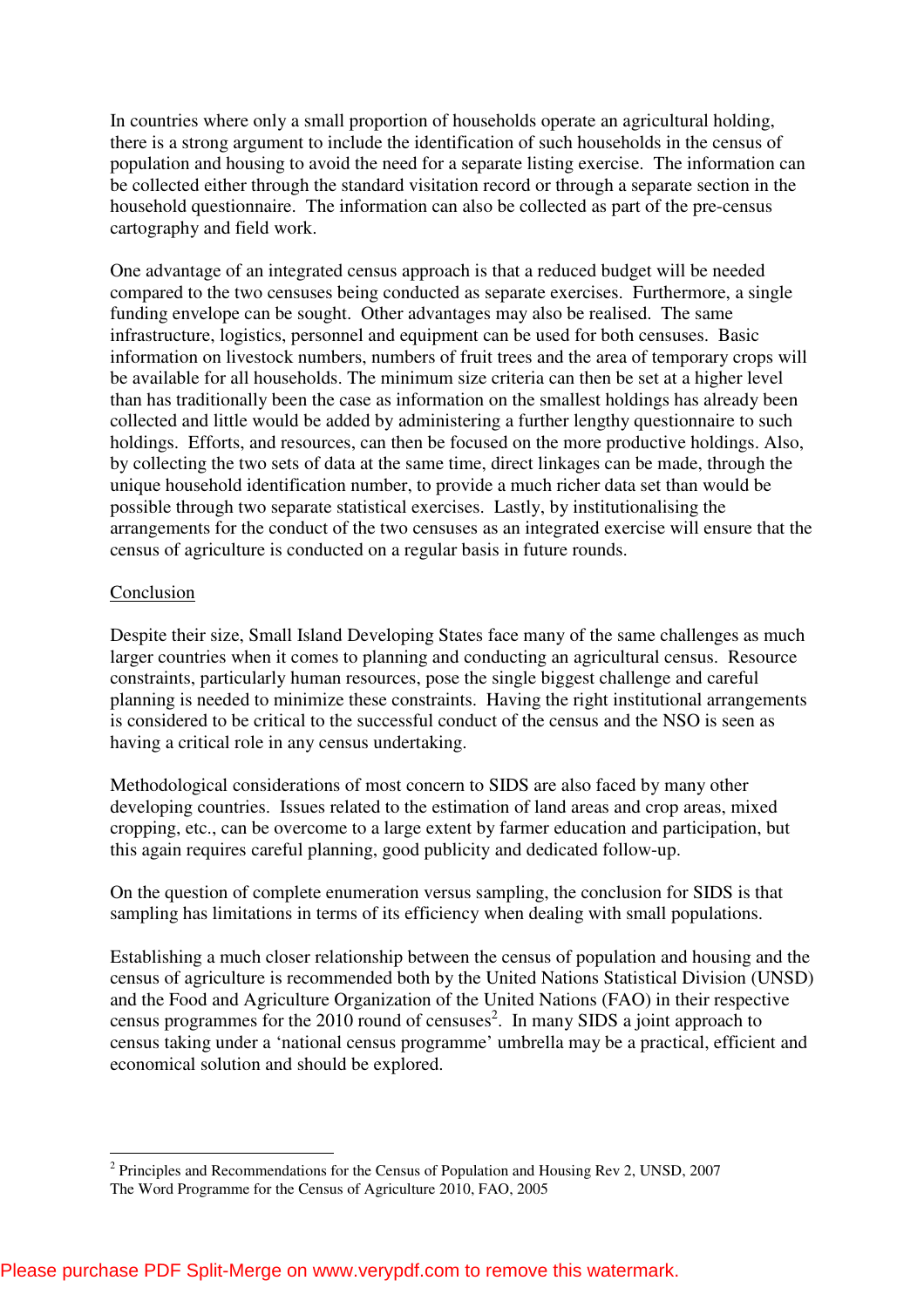In countries where only a small proportion of households operate an agricultural holding, there is a strong argument to include the identification of such households in the census of population and housing to avoid the need for a separate listing exercise. The information can be collected either through the standard visitation record or through a separate section in the household questionnaire. The information can also be collected as part of the pre-census cartography and field work.

One advantage of an integrated census approach is that a reduced budget will be needed compared to the two censuses being conducted as separate exercises. Furthermore, a single funding envelope can be sought. Other advantages may also be realised. The same infrastructure, logistics, personnel and equipment can be used for both censuses. Basic information on livestock numbers, numbers of fruit trees and the area of temporary crops will be available for all households. The minimum size criteria can then be set at a higher level than has traditionally been the case as information on the smallest holdings has already been collected and little would be added by administering a further lengthy questionnaire to such holdings. Efforts, and resources, can then be focused on the more productive holdings. Also, by collecting the two sets of data at the same time, direct linkages can be made, through the unique household identification number, to provide a much richer data set than would be possible through two separate statistical exercises. Lastly, by institutionalising the arrangements for the conduct of the two censuses as an integrated exercise will ensure that the census of agriculture is conducted on a regular basis in future rounds.

## Conclusion

Despite their size, Small Island Developing States face many of the same challenges as much larger countries when it comes to planning and conducting an agricultural census. Resource constraints, particularly human resources, pose the single biggest challenge and careful planning is needed to minimize these constraints. Having the right institutional arrangements is considered to be critical to the successful conduct of the census and the NSO is seen as having a critical role in any census undertaking.

Methodological considerations of most concern to SIDS are also faced by many other developing countries. Issues related to the estimation of land areas and crop areas, mixed cropping, etc., can be overcome to a large extent by farmer education and participation, but this again requires careful planning, good publicity and dedicated follow-up.

On the question of complete enumeration versus sampling, the conclusion for SIDS is that sampling has limitations in terms of its efficiency when dealing with small populations.

Establishing a much closer relationship between the census of population and housing and the census of agriculture is recommended both by the United Nations Statistical Division (UNSD) and the Food and Agriculture Organization of the United Nations (FAO) in their respective census programmes for the 2010 round of censuses[2]. In many SIDS a joint approach to census taking under a 'national census programme' umbrella may be a practical, efficient and economical solution and should be explored.

---

[2] Principles and Recommendations for the Census of Population and Housing Rev 2, UNSD, 2007
The Word Programme for the Census of Agriculture 2010, FAO, 2005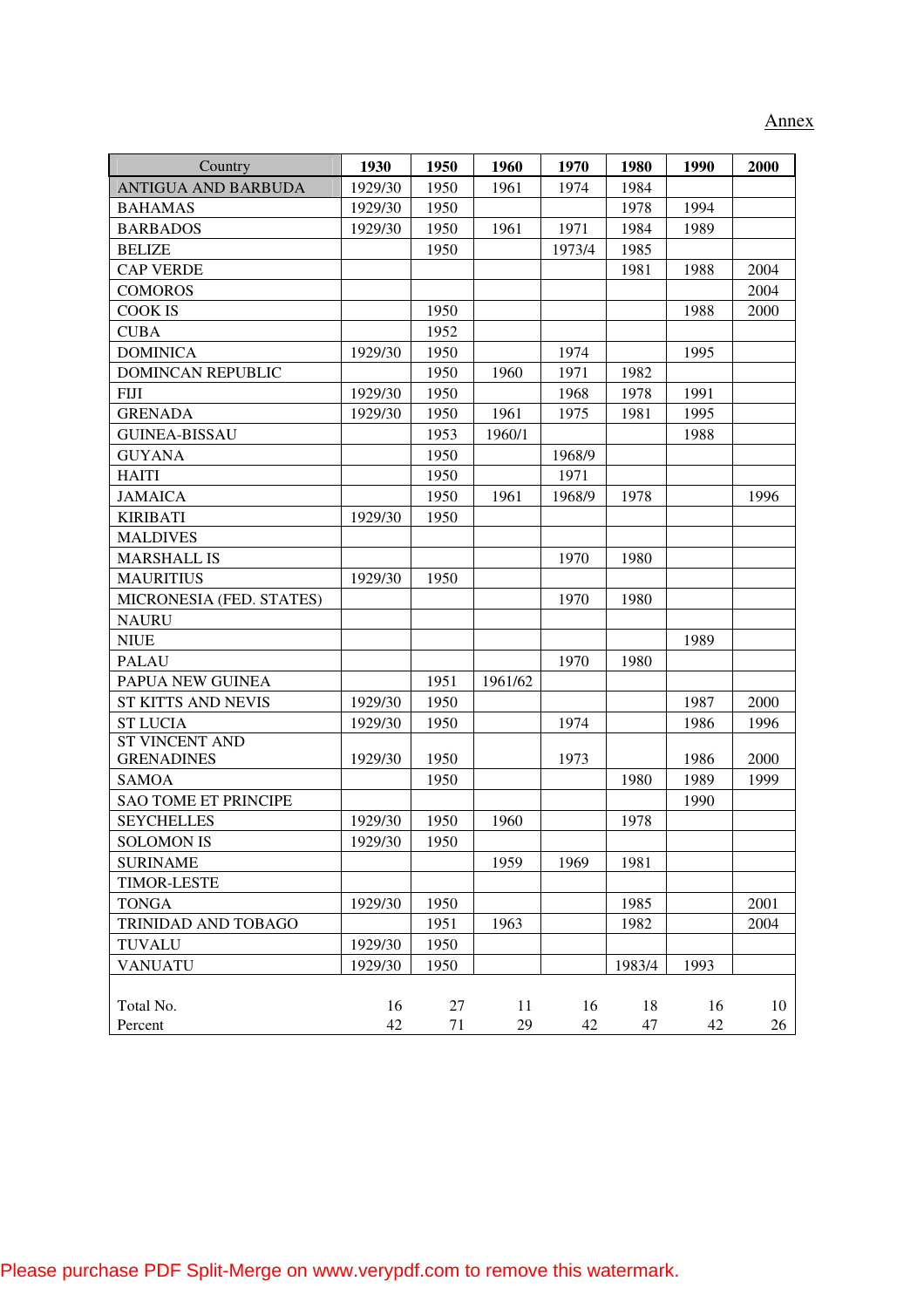Annex

| Country | 1930 | 1950 | 1960 | 1970 | 1980 | 1990 | 2000 |
|---|---|---|---|---|---|---|---|
| ANTIGUA AND BARBUDA | 1929/30 | 1950 | 1961 | 1974 | 1984 | | |
| BAHAMAS | 1929/30 | 1950 | | | 1978 | 1994 | |
| BARBADOS | 1929/30 | 1950 | 1961 | 1971 | 1984 | 1989 | |
| BELIZE | | 1950 | | 1973/4 | 1985 | | |
| CAP VERDE | | | | | 1981 | 1988 | 2004 |
| COMOROS | | | | | | | 2004 |
| COOK IS | | 1950 | | | | 1988 | 2000 |
| CUBA | | 1952 | | | | | |
| DOMINICA | 1929/30 | 1950 | | 1974 | | 1995 | |
| DOMINCAN REPUBLIC | | 1950 | 1960 | 1971 | 1982 | | |
| FIJI | 1929/30 | 1950 | | 1968 | 1978 | 1991 | |
| GRENADA | 1929/30 | 1950 | 1961 | 1975 | 1981 | 1995 | |
| GUINEA-BISSAU | | 1953 | 1960/1 | | | 1988 | |
| GUYANA | | 1950 | | 1968/9 | | | |
| HAITI | | 1950 | | 1971 | | | |
| JAMAICA | | 1950 | 1961 | 1968/9 | 1978 | | 1996 |
| KIRIBATI | 1929/30 | 1950 | | | | | |
| MALDIVES | | | | | | | |
| MARSHALL IS | | | | 1970 | 1980 | | |
| MAURITIUS | 1929/30 | 1950 | | | | | |
| MICRONESIA (FED. STATES) | | | | 1970 | 1980 | | |
| NAURU | | | | | | | |
| NIUE | | | | | | 1989 | |
| PALAU | | | | 1970 | 1980 | | |
| PAPUA NEW GUINEA | | 1951 | 1961/62 | | | | |
| ST KITTS AND NEVIS | 1929/30 | 1950 | | | | 1987 | 2000 |
| ST LUCIA | 1929/30 | 1950 | | 1974 | | 1986 | 1996 |
| ST VINCENT AND GRENADINES | 1929/30 | 1950 | | 1973 | | 1986 | 2000 |
| SAMOA | | 1950 | | | 1980 | 1989 | 1999 |
| SAO TOME ET PRINCIPE | | | | | | 1990 | |
| SEYCHELLES | 1929/30 | 1950 | 1960 | | 1978 | | |
| SOLOMON IS | 1929/30 | 1950 | | | | | |
| SURINAME | | | 1959 | 1969 | 1981 | | |
| TIMOR-LESTE | | | | | | | |
| TONGA | 1929/30 | 1950 | | | 1985 | | 2001 |
| TRINIDAD AND TOBAGO | | 1951 | 1963 | | 1982 | | 2004 |
| TUVALU | 1929/30 | 1950 | | | | | |
| VANUATU | 1929/30 | 1950 | | | 1983/4 | 1993 | |
| Total No. | 16 | 27 | 11 | 16 | 18 | 16 | 10 |
| Percent | 42 | 71 | 29 | 42 | 47 | 42 | 26 |